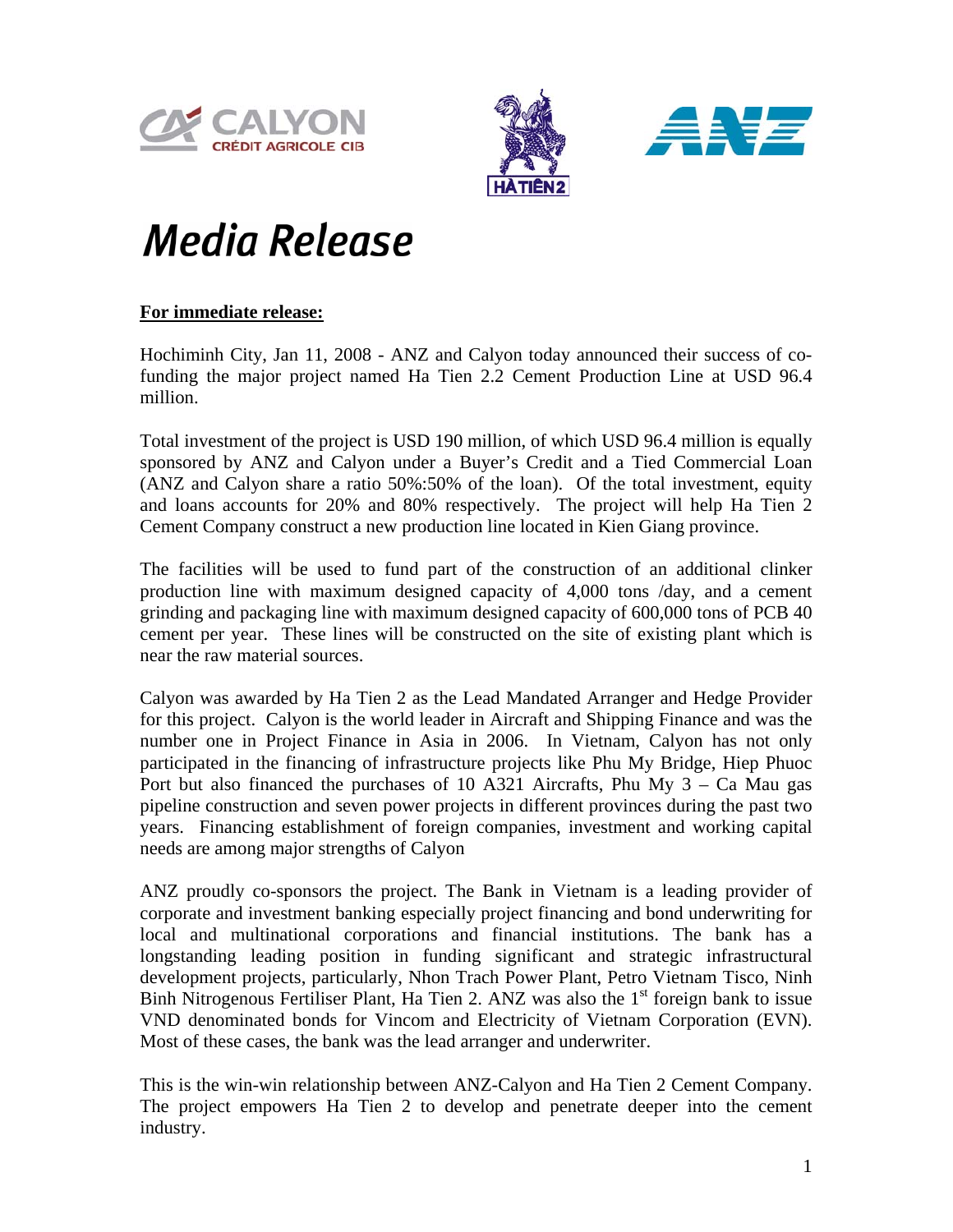# *Media Release*

**For immediate release:**

Hochiminh City, Jan 11, 2008 - ANZ and Calyon today announced their success of co-funding the major project named Ha Tien 2.2 Cement Production Line at USD 96.4 million.

Total investment of the project is USD 190 million, of which USD 96.4 million is equally sponsored by ANZ and Calyon under a Buyer's Credit and a Tied Commercial Loan (ANZ and Calyon share a ratio 50%:50% of the loan). Of the total investment, equity and loans accounts for 20% and 80% respectively. The project will help Ha Tien 2 Cement Company construct a new production line located in Kien Giang province.

The facilities will be used to fund part of the construction of an additional clinker production line with maximum designed capacity of 4,000 tons /day, and a cement grinding and packaging line with maximum designed capacity of 600,000 tons of PCB 40 cement per year. These lines will be constructed on the site of existing plant which is near the raw material sources.

Calyon was awarded by Ha Tien 2 as the Lead Mandated Arranger and Hedge Provider for this project. Calyon is the world leader in Aircraft and Shipping Finance and was the number one in Project Finance in Asia in 2006. In Vietnam, Calyon has not only participated in the financing of infrastructure projects like Phu My Bridge, Hiep Phuoc Port but also financed the purchases of 10 A321 Aircrafts, Phu My 3 – Ca Mau gas pipeline construction and seven power projects in different provinces during the past two years. Financing establishment of foreign companies, investment and working capital needs are among major strengths of Calyon

ANZ proudly co-sponsors the project. The Bank in Vietnam is a leading provider of corporate and investment banking especially project financing and bond underwriting for local and multinational corporations and financial institutions. The bank has a longstanding leading position in funding significant and strategic infrastructural development projects, particularly, Nhon Trach Power Plant, Petro Vietnam Tisco, Ninh Binh Nitrogenous Fertiliser Plant, Ha Tien 2. ANZ was also the 1st foreign bank to issue VND denominated bonds for Vincom and Electricity of Vietnam Corporation (EVN). Most of these cases, the bank was the lead arranger and underwriter.

This is the win-win relationship between ANZ-Calyon and Ha Tien 2 Cement Company. The project empowers Ha Tien 2 to develop and penetrate deeper into the cement industry.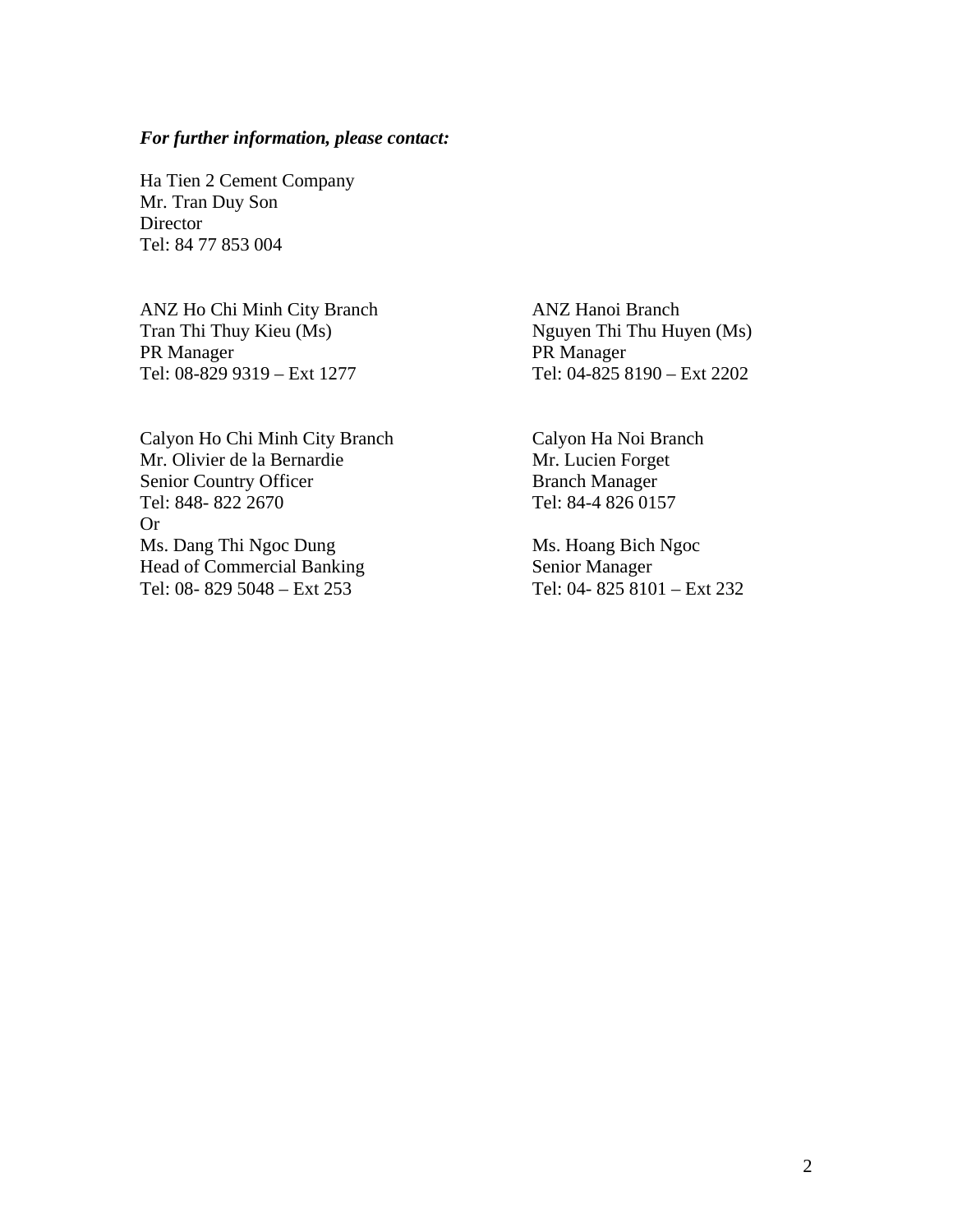***For further information, please contact:***

Ha Tien 2 Cement Company
Mr. Tran Duy Son
Director
Tel: 84 77 853 004

ANZ Ho Chi Minh City Branch
Tran Thi Thuy Kieu (Ms)
PR Manager
Tel: 08-829 9319 – Ext 1277

ANZ Hanoi Branch
Nguyen Thi Thu Huyen (Ms)
PR Manager
Tel: 04-825 8190 – Ext 2202

Calyon Ho Chi Minh City Branch
Mr. Olivier de la Bernardie
Senior Country Officer
Tel: 848- 822 2670
Or
Ms. Dang Thi Ngoc Dung
Head of Commercial Banking
Tel: 08- 829 5048 – Ext 253

Calyon Ha Noi Branch
Mr. Lucien Forget
Branch Manager
Tel: 84-4 826 0157

Ms. Hoang Bich Ngoc
Senior Manager
Tel: 04- 825 8101 – Ext 232